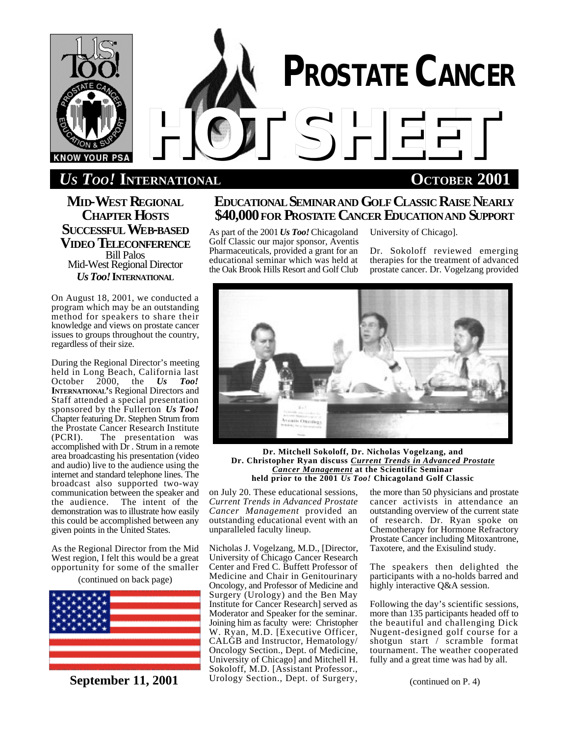# PROSTATE CANCER HOT SHEET

*Us Too!* INTERNATIONAL — OCTOBER 2001

## MID-WEST REGIONAL CHAPTER HOSTS SUCCESSFUL WEB-BASED VIDEO TELECONFERENCE

Bill Palos
Mid-West Regional Director
***Us Too!* INTERNATIONAL**

On August 18, 2001, we conducted a program which may be an outstanding method for speakers to share their knowledge and views on prostate cancer issues to groups throughout the country, regardless of their size.

During the Regional Director's meeting held in Long Beach, California last October 2000, the ***Us Too!* INTERNATIONAL**'s Regional Directors and Staff attended a special presentation sponsored by the Fullerton ***Us Too!*** Chapter featuring Dr. Stephen Strum from the Prostate Cancer Research Institute (PCRI). The presentation was accomplished with Dr . Strum in a remote area broadcasting his presentation (video and audio) live to the audience using the internet and standard telephone lines. The broadcast also supported two-way communication between the speaker and the audience. The intent of the demonstration was to illustrate how easily this could be accomplished between any given points in the United States.

As the Regional Director from the Mid West region, I felt this would be a great opportunity for some of the smaller

(continued on back page)

**September 11, 2001**

## EDUCATIONAL SEMINAR AND GOLF CLASSIC RAISE NEARLY $40,000 FOR PROSTATE CANCER EDUCATION AND SUPPORT

As part of the 2001 ***Us Too!*** Chicagoland Golf Classic our major sponsor, Aventis Pharmaceuticals, provided a grant for an educational seminar which was held at the Oak Brook Hills Resort and Golf Club on July 20. These educational sessions, *Current Trends in Advanced Prostate Cancer Management* provided an outstanding educational event with an unparalleled faculty lineup.

Nicholas J. Vogelzang, M.D., [Director, University of Chicago Cancer Research Center and Fred C. Buffett Professor of Medicine and Chair in Genitourinary Oncology, and Professor of Medicine and Surgery (Urology) and the Ben May Institute for Cancer Research] served as Moderator and Speaker for the seminar. Joining him as faculty were: Christopher W. Ryan, M.D. [Executive Officer, CALGB and Instructor, Hematology/ Oncology Section., Dept. of Medicine, University of Chicago] and Mitchell H. Sokoloff, M.D. [Assistant Professor., Urology Section., Dept. of Surgery, University of Chicago].

Dr. Sokoloff reviewed emerging therapies for the treatment of advanced prostate cancer. Dr. Vogelzang provided the more than 50 physicians and prostate cancer activists in attendance an outstanding overview of the current state of research. Dr. Ryan spoke on Chemotherapy for Hormone Refractory Prostate Cancer including Mitoxantrone, Taxotere, and the Exisulind study.

**Dr. Mitchell Sokoloff, Dr. Nicholas Vogelzang, and Dr. Christopher Ryan discuss *Current Trends in Advanced Prostate Cancer Management* at the Scientific Seminar held prior to the 2001 *Us Too!* Chicagoland Golf Classic**

The speakers then delighted the participants with a no-holds barred and highly interactive Q&A session.

Following the day's scientific sessions, more than 135 participants headed off to the beautiful and challenging Dick Nugent-designed golf course for a shotgun start / scramble format tournament. The weather cooperated fully and a great time was had by all.

(continued on P. 4)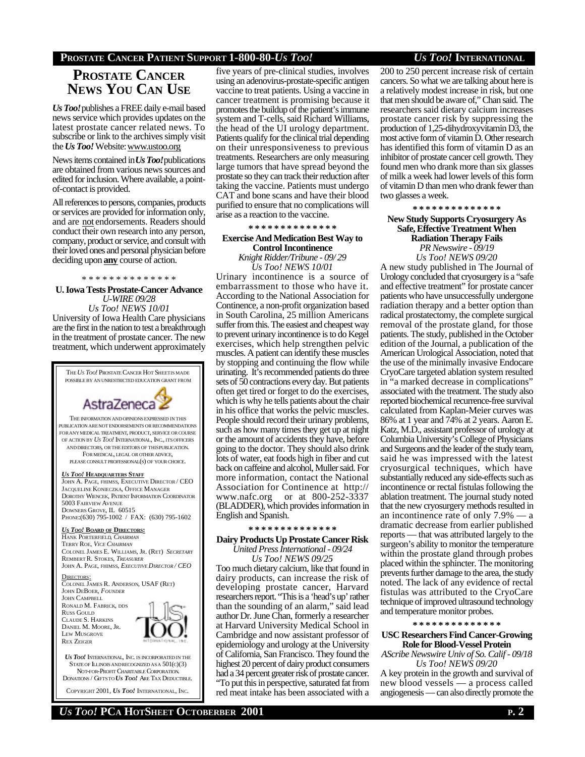# Prostate Cancer News You Can Use

***Us Too!*** publishes a FREE daily e-mail based news service which provides updates on the latest prostate cancer related news. To subscribe or link to the archives simply visit the ***Us Too!*** Website: www.ustoo.org

News items contained in ***Us Too!*** publications are obtained from various news sources and edited for inclusion. Where available, a point-of-contact is provided.

All references to persons, companies, products or services are provided for information only, and are not endorsements. Readers should conduct their own research into any person, company, product or service, and consult with their loved ones and personal physician before deciding upon **any** course of action.

\* \* \* \* \* \* \* \* \* \* \* \* \* \*

### U. Iowa Tests Prostate-Cancer Advance

*U-WIRE 09/28*
*Us Too! NEWS 10/01*

University of Iowa Health Care physicians are the first in the nation to test a breakthrough in the treatment of prostate cancer. The new treatment, which underwent approximately five years of pre-clinical studies, involves using an adenovirus-prostate-specific antigen vaccine to treat patients. Using a vaccine in cancer treatment is promising because it promotes the buildup of the patient's immune system and T-cells, said Richard Williams, the head of the UI urology department. Patients qualify for the clinical trial depending on their unresponsiveness to previous treatments. Researchers are only measuring large tumors that have spread beyond the prostate so they can track their reduction after taking the vaccine. Patients must undergo CAT and bone scans and have their blood purified to ensure that no complications will arise as a reaction to the vaccine.

\* \* \* \* \* \* \* \* \* \* \* \* \* \*

### Exercise And Medication Best Way to Control Incontinence

*Knight Ridder/Tribune - 09/ 29*
*Us Too! NEWS 10/01*

Urinary incontinence is a source of embarrassment to those who have it. According to the National Association for Continence, a non-profit organization based in South Carolina, 25 million Americans suffer from this. The easiest and cheapest way to prevent urinary incontinence is to do Kegel exercises, which help strengthen pelvic muscles. A patient can identify these muscles by stopping and continuing the flow while urinating. It's recommended patients do three sets of 50 contractions every day. But patients often get tired or forget to do the exercises, which is why he tells patients about the chair in his office that works the pelvic muscles. People should record their urinary problems, such as how many times they get up at night or the amount of accidents they have, before going to the doctor. They should also drink lots of water, eat foods high in fiber and cut back on caffeine and alcohol, Muller said. For more information, contact the National Association for Continence at http://www.nafc.org or at 800-252-3337 (BLADDER), which provides information in English and Spanish.

\* \* \* \* \* \* \* \* \* \* \* \* \* \*

### Dairy Products Up Prostate Cancer Risk

*United Press International - 09/24*
*Us Too! NEWS 09/25*

Too much dietary calcium, like that found in dairy products, can increase the risk of developing prostate cancer, Harvard researchers report. "This is a 'head's up' rather than the sounding of an alarm," said lead author Dr. June Chan, formerly a researcher at Harvard University Medical School in Cambridge and now assistant professor of epidemiology and urology at the University of California, San Francisco. They found the highest 20 percent of dairy product consumers had a 34 percent greater risk of prostate cancer. "To put this in perspective, saturated fat from red meat intake has been associated with a 200 to 250 percent increase risk of certain cancers. So what we are talking about here is a relatively modest increase in risk, but one that men should be aware of," Chan said. The researchers said dietary calcium increases prostate cancer risk by suppressing the production of 1,25-dihydroxyvitamin D3, the most active form of vitamin D. Other research has identified this form of vitamin D as an inhibitor of prostate cancer cell growth. They found men who drank more than six glasses of milk a week had lower levels of this form of vitamin D than men who drank fewer than two glasses a week.

\* \* \* \* \* \* \* \* \* \* \* \* \* \*

### New Study Supports Cryosurgery As Safe, Effective Treatment When Radiation Therapy Fails

*PR Newswire - 09/19*
*Us Too! NEWS 09/20*

A new study published in The Journal of Urology concluded that cryosurgery is a "safe and effective treatment" for prostate cancer patients who have unsuccessfully undergone radiation therapy and a better option than radical prostatectomy, the complete surgical removal of the prostate gland, for those patients. The study, published in the October edition of the Journal, a publication of the American Urological Association, noted that the use of the minimally invasive Endocare CryoCare targeted ablation system resulted in "a marked decrease in complications" associated with the treatment. The study also reported biochemical recurrence-free survival calculated from Kaplan-Meier curves was 86% at 1 year and 74% at 2 years. Aaron E. Katz, M.D., assistant professor of urology at Columbia University's College of Physicians and Surgeons and the leader of the study team, said he was impressed with the latest cryosurgical techniques, which have substantially reduced any side-effects such as incontinence or rectal fistulas following the ablation treatment. The journal study noted that the new cryosurgery methods resulted in an incontinence rate of only 7.9% — a dramatic decrease from earlier published reports — that was attributed largely to the surgeon's ability to monitor the temperature within the prostate gland through probes placed within the sphincter. The monitoring prevents further damage to the area, the study noted. The lack of any evidence of rectal fistulas was attributed to the CryoCare technique of improved ultrasound technology and temperature monitor probes.

\* \* \* \* \* \* \* \* \* \* \* \* \* \*

### USC Researchers Find Cancer-Growing Role for Blood-Vessel Protein

*AScribe Newswire Univ of So. Calif - 09/18*
*Us Too! NEWS 09/20*

A key protein in the growth and survival of new blood vessels — a process called angiogenesis — can also directly promote the

---

The *Us Too!* Prostate Cancer Hot Sheet is made possible by an unrestricted education grant from

AstraZeneca

The information and opinions expressed in this publication are not endorsements or recommendations for any medical treatment, product, service or course of action by *Us Too!* International, Inc., its officers and directors, or the editors of this publication. For medical, legal or other advice, please consult professional(s) of your choice.

***Us Too!* Headquarters Staff**
John A. Page, FHIMSS, Executive Director / CEO
Jacqueline Konieczka, Office Manager
Dorothy Wiencek, Patient Information Coordinator
5003 Fairview Avenue
Downers Grove, IL 60515
Phone:(630) 795-1002 / FAX: (630) 795-1602

***Us Too!* Board of Directors:**
Hank Porterfield, *Chairman*
Terry Roe, *Vice Chairman*
Colonel James E. Williams, Jr. (Ret) *Secretary*
Rembert R. Stokes, *Treasurer*
John A. Page, FHIMSS, *Executive Director / CEO*

Directors:
Colonel James R. Anderson, USAF (Ret)
John DeBoer, *Founder*
John Campbell
Ronald M. Fabrick, DDS
Russ Gould
Claude S. Harkins
Daniel M. Moore, Jr.
Lew Musgrove
Rex Zeiger

***Us Too!*** International, Inc. is incorporated in the State of Illinois and recognized as a 501(c)(3) not-for-profit charitable corporation.
Donations / Gifts to ***Us Too!*** Are Tax Deductible.

Copyright 2001, ***Us Too!*** International, Inc.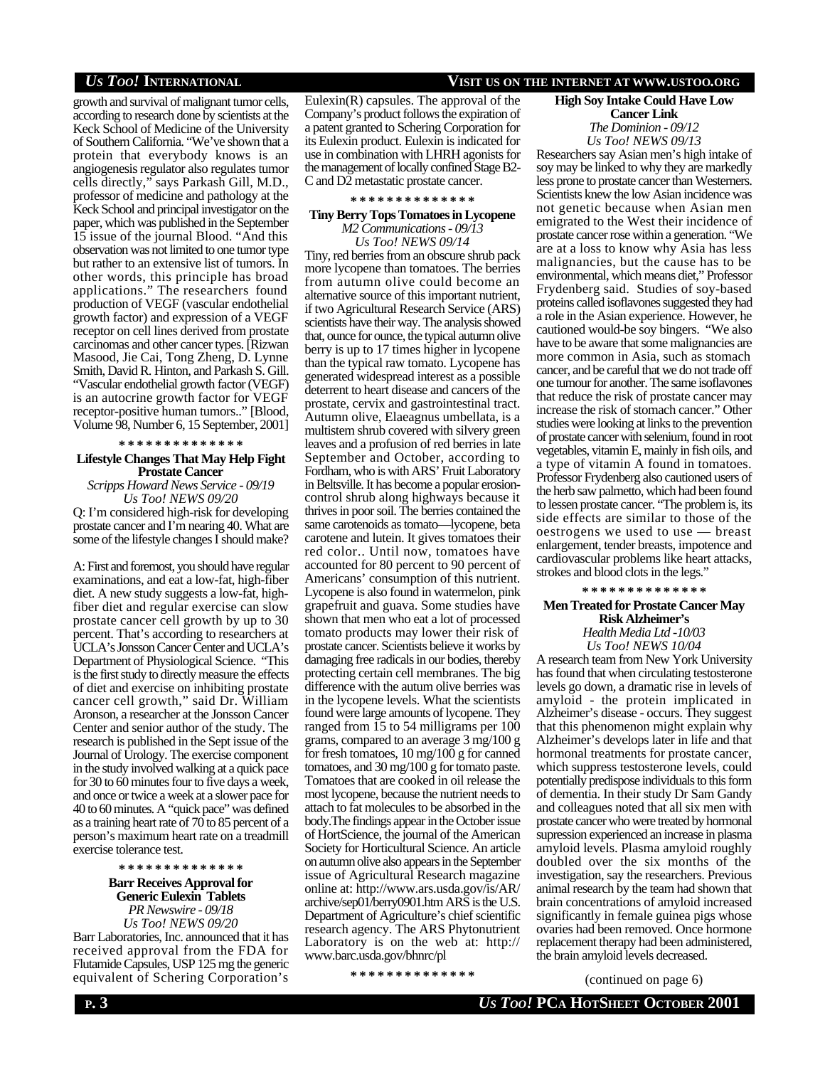growth and survival of malignant tumor cells, according to research done by scientists at the Keck School of Medicine of the University of Southern California. "We've shown that a protein that everybody knows is an angiogenesis regulator also regulates tumor cells directly," says Parkash Gill, M.D., professor of medicine and pathology at the Keck School and principal investigator on the paper, which was published in the September 15 issue of the journal Blood. "And this observation was not limited to one tumor type but rather to an extensive list of tumors. In other words, this principle has broad applications." The researchers found production of VEGF (vascular endothelial growth factor) and expression of a VEGF receptor on cell lines derived from prostate carcinomas and other cancer types. [Rizwan Masood, Jie Cai, Tong Zheng, D. Lynne Smith, David R. Hinton, and Parkash S. Gill. "Vascular endothelial growth factor (VEGF) is an autocrine growth factor for VEGF receptor-positive human tumors.." [Blood, Volume 98, Number 6, 15 September, 2001]

* * * * * * * * * * * * * *

### Lifestyle Changes That May Help Fight Prostate Cancer

*Scripps Howard News Service - 09/19*
*Us Too! NEWS 09/20*

Q: I'm considered high-risk for developing prostate cancer and I'm nearing 40. What are some of the lifestyle changes I should make?

A: First and foremost, you should have regular examinations, and eat a low-fat, high-fiber diet. A new study suggests a low-fat, high-fiber diet and regular exercise can slow prostate cancer cell growth by up to 30 percent. That's according to researchers at UCLA's Jonsson Cancer Center and UCLA's Department of Physiological Science. "This is the first study to directly measure the effects of diet and exercise on inhibiting prostate cancer cell growth," said Dr. William Aronson, a researcher at the Jonsson Cancer Center and senior author of the study. The research is published in the Sept issue of the Journal of Urology. The exercise component in the study involved walking at a quick pace for 30 to 60 minutes four to five days a week, and once or twice a week at a slower pace for 40 to 60 minutes. A "quick pace" was defined as a training heart rate of 70 to 85 percent of a person's maximum heart rate on a treadmill exercise tolerance test.

* * * * * * * * * * * * * *

### Barr Receives Approval for Generic Eulexin Tablets

*PR Newswire - 09/18*
*Us Too! NEWS 09/20*

Barr Laboratories, Inc. announced that it has received approval from the FDA for Flutamide Capsules, USP 125 mg the generic equivalent of Schering Corporation's Eulexin(R) capsules. The approval of the Company's product follows the expiration of a patent granted to Schering Corporation for its Eulexin product. Eulexin is indicated for use in combination with LHRH agonists for the management of locally confined Stage B2-C and D2 metastatic prostate cancer.

* * * * * * * * * * * * * *

### Tiny Berry Tops Tomatoes in Lycopene

*M2 Communications - 09/13*
*Us Too! NEWS 09/14*

Tiny, red berries from an obscure shrub pack more lycopene than tomatoes. The berries from autumn olive could become an alternative source of this important nutrient, if two Agricultural Research Service (ARS) scientists have their way. The analysis showed that, ounce for ounce, the typical autumn olive berry is up to 17 times higher in lycopene than the typical raw tomato. Lycopene has generated widespread interest as a possible deterrent to heart disease and cancers of the prostate, cervix and gastrointestinal tract. Autumn olive, Elaeagnus umbellata, is a multistem shrub covered with silvery green leaves and a profusion of red berries in late September and October, according to Fordham, who is with ARS' Fruit Laboratory in Beltsville. It has become a popular erosion-control shrub along highways because it thrives in poor soil. The berries contained the same carotenoids as tomato—lycopene, beta carotene and lutein. It gives tomatoes their red color.. Until now, tomatoes have accounted for 80 percent to 90 percent of Americans' consumption of this nutrient. Lycopene is also found in watermelon, pink grapefruit and guava. Some studies have shown that men who eat a lot of processed tomato products may lower their risk of prostate cancer. Scientists believe it works by damaging free radicals in our bodies, thereby protecting certain cell membranes. The big difference with the autum olive berries was in the lycopene levels. What the scientists found were large amounts of lycopene. They ranged from 15 to 54 milligrams per 100 grams, compared to an average 3 mg/100 g for fresh tomatoes, 10 mg/100 g for canned tomatoes, and 30 mg/100 g for tomato paste. Tomatoes that are cooked in oil release the most lycopene, because the nutrient needs to attach to fat molecules to be absorbed in the body.The findings appear in the October issue of HortScience, the journal of the American Society for Horticultural Science. An article on autumn olive also appears in the September issue of Agricultural Research magazine online at: http://www.ars.usda.gov/is/AR/archive/sep01/berry0901.htm ARS is the U.S. Department of Agriculture's chief scientific research agency. The ARS Phytonutrient Laboratory is on the web at: http://www.barc.usda.gov/bhnrc/pl

* * * * * * * * * * * * * *

### High Soy Intake Could Have Low Cancer Link

*The Dominion - 09/12*
*Us Too! NEWS 09/13*

Researchers say Asian men's high intake of soy may be linked to why they are markedly less prone to prostate cancer than Westerners. Scientists knew the low Asian incidence was not genetic because when Asian men emigrated to the West their incidence of prostate cancer rose within a generation. "We are at a loss to know why Asia has less malignancies, but the cause has to be environmental, which means diet," Professor Frydenberg said. Studies of soy-based proteins called isoflavones suggested they had a role in the Asian experience. However, he cautioned would-be soy bingers. "We also have to be aware that some malignancies are more common in Asia, such as stomach cancer, and be careful that we do not trade off one tumour for another. The same isoflavones that reduce the risk of prostate cancer may increase the risk of stomach cancer." Other studies were looking at links to the prevention of prostate cancer with selenium, found in root vegetables, vitamin E, mainly in fish oils, and a type of vitamin A found in tomatoes. Professor Frydenberg also cautioned users of the herb saw palmetto, which had been found to lessen prostate cancer. "The problem is, its side effects are similar to those of the oestrogens we used to use — breast enlargement, tender breasts, impotence and cardiovascular problems like heart attacks, strokes and blood clots in the legs."

* * * * * * * * * * * * * *

### Men Treated for Prostate Cancer May Risk Alzheimer's

*Health Media Ltd -10/03*
*Us Too! NEWS 10/04*

A research team from New York University has found that when circulating testosterone levels go down, a dramatic rise in levels of amyloid - the protein implicated in Alzheimer's disease - occurs. They suggest that this phenomenon might explain why Alzheimer's develops later in life and that hormonal treatments for prostate cancer, which suppress testosterone levels, could potentially predispose individuals to this form of dementia. In their study Dr Sam Gandy and colleagues noted that all six men with prostate cancer who were treated by hormonal supression experienced an increase in plasma amyloid levels. Plasma amyloid roughly doubled over the six months of the investigation, say the researchers. Previous animal research by the team had shown that brain concentrations of amyloid increased significantly in female guinea pigs whose ovaries had been removed. Once hormone replacement therapy had been administered, the brain amyloid levels decreased.

(continued on page 6)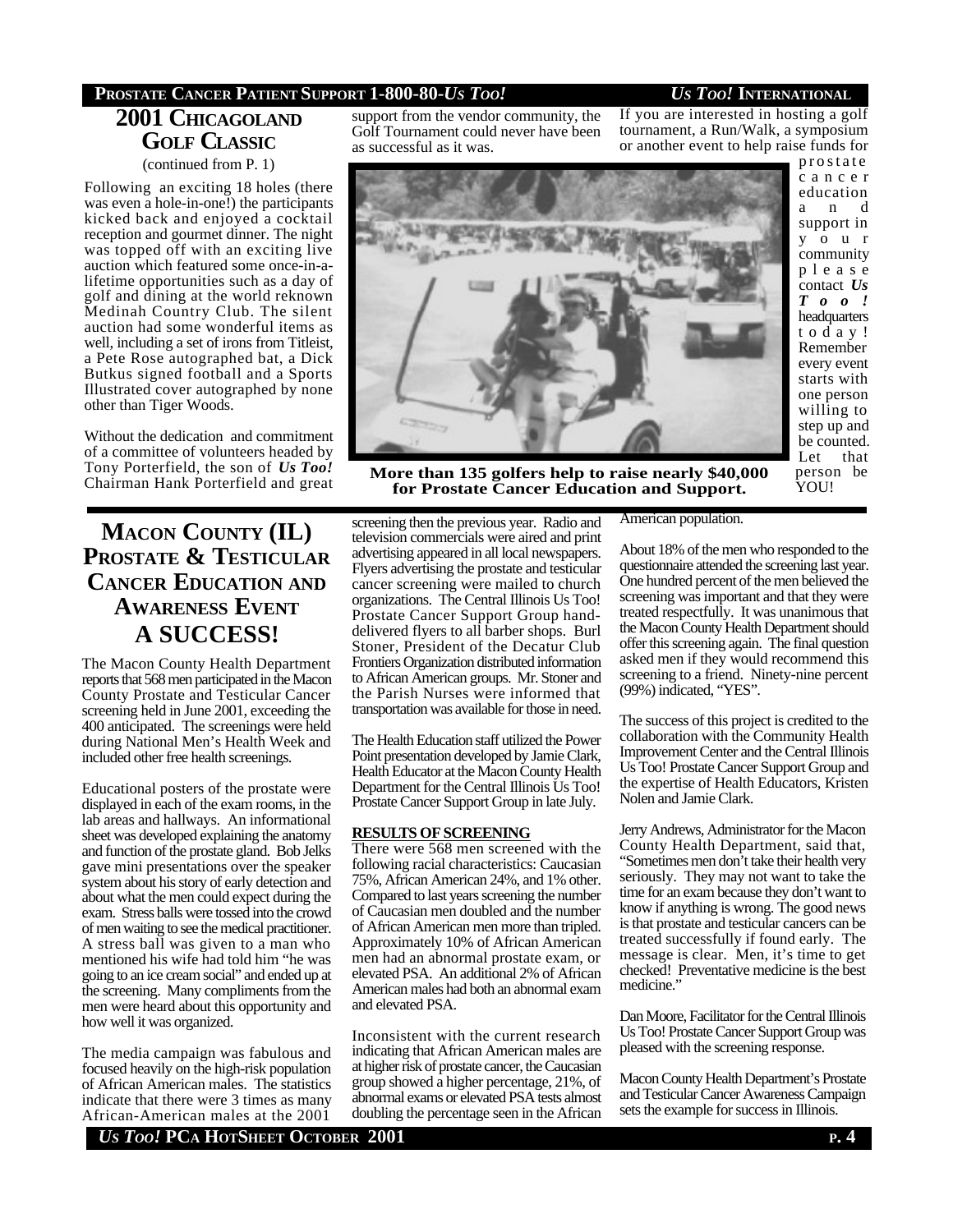## 2001 Chicagoland Golf Classic

(continued from P. 1)

Following an exciting 18 holes (there was even a hole-in-one!) the participants kicked back and enjoyed a cocktail reception and gourmet dinner. The night was topped off with an exciting live auction which featured some once-in-a-lifetime opportunities such as a day of golf and dining at the world reknown Medinah Country Club. The silent auction had some wonderful items as well, including a set of irons from Titleist, a Pete Rose autographed bat, a Dick Butkus signed football and a Sports Illustrated cover autographed by none other than Tiger Woods.

Without the dedication and commitment of a committee of volunteers headed by Tony Porterfield, the son of ***Us Too!*** Chairman Hank Porterfield and great support from the vendor community, the Golf Tournament could never have been as successful as it was.

**More than 135 golfers help to raise nearly $40,000 for Prostate Cancer Education and Support.**

If you are interested in hosting a golf tournament, a Run/Walk, a symposium or another event to help raise funds for prostate cancer education and support in your community please contact ***Us Too!*** headquarters today! Remember every event starts with one person willing to step up and be counted. Let that person be YOU!

## Macon County (IL) Prostate & Testicular Cancer Education and Awareness Event A SUCCESS!

The Macon County Health Department reports that 568 men participated in the Macon County Prostate and Testicular Cancer screening held in June 2001, exceeding the 400 anticipated. The screenings were held during National Men's Health Week and included other free health screenings.

Educational posters of the prostate were displayed in each of the exam rooms, in the lab areas and hallways. An informational sheet was developed explaining the anatomy and function of the prostate gland. Bob Jelks gave mini presentations over the speaker system about his story of early detection and about what the men could expect during the exam. Stress balls were tossed into the crowd of men waiting to see the medical practitioner. A stress ball was given to a man who mentioned his wife had told him "he was going to an ice cream social" and ended up at the screening. Many compliments from the men were heard about this opportunity and how well it was organized.

The media campaign was fabulous and focused heavily on the high-risk population of African American males. The statistics indicate that there were 3 times as many African-American males at the 2001 screening then the previous year. Radio and television commercials were aired and print advertising appeared in all local newspapers. Flyers advertising the prostate and testicular cancer screening were mailed to church organizations. The Central Illinois Us Too! Prostate Cancer Support Group hand-delivered flyers to all barber shops. Burl Stoner, President of the Decatur Club Frontiers Organization distributed information to African American groups. Mr. Stoner and the Parish Nurses were informed that transportation was available for those in need.

The Health Education staff utilized the Power Point presentation developed by Jamie Clark, Health Educator at the Macon County Health Department for the Central Illinois Us Too! Prostate Cancer Support Group in late July.

**RESULTS OF SCREENING**

There were 568 men screened with the following racial characteristics: Caucasian 75%, African American 24%, and 1% other. Compared to last years screening the number of Caucasian men doubled and the number of African American men more than tripled. Approximately 10% of African American men had an abnormal prostate exam, or elevated PSA. An additional 2% of African American males had both an abnormal exam and elevated PSA.

Inconsistent with the current research indicating that African American males are at higher risk of prostate cancer, the Caucasian group showed a higher percentage, 21%, of abnormal exams or elevated PSA tests almost doubling the percentage seen in the African American population.

About 18% of the men who responded to the questionnaire attended the screening last year. One hundred percent of the men believed the screening was important and that they were treated respectfully. It was unanimous that the Macon County Health Department should offer this screening again. The final question asked men if they would recommend this screening to a friend. Ninety-nine percent (99%) indicated, "YES".

The success of this project is credited to the collaboration with the Community Health Improvement Center and the Central Illinois Us Too! Prostate Cancer Support Group and the expertise of Health Educators, Kristen Nolen and Jamie Clark.

Jerry Andrews, Administrator for the Macon County Health Department, said that, "Sometimes men don't take their health very seriously. They may not want to take the time for an exam because they don't want to know if anything is wrong. The good news is that prostate and testicular cancers can be treated successfully if found early. The message is clear. Men, it's time to get checked! Preventative medicine is the best medicine."

Dan Moore, Facilitator for the Central Illinois Us Too! Prostate Cancer Support Group was pleased with the screening response.

Macon County Health Department's Prostate and Testicular Cancer Awareness Campaign sets the example for success in Illinois.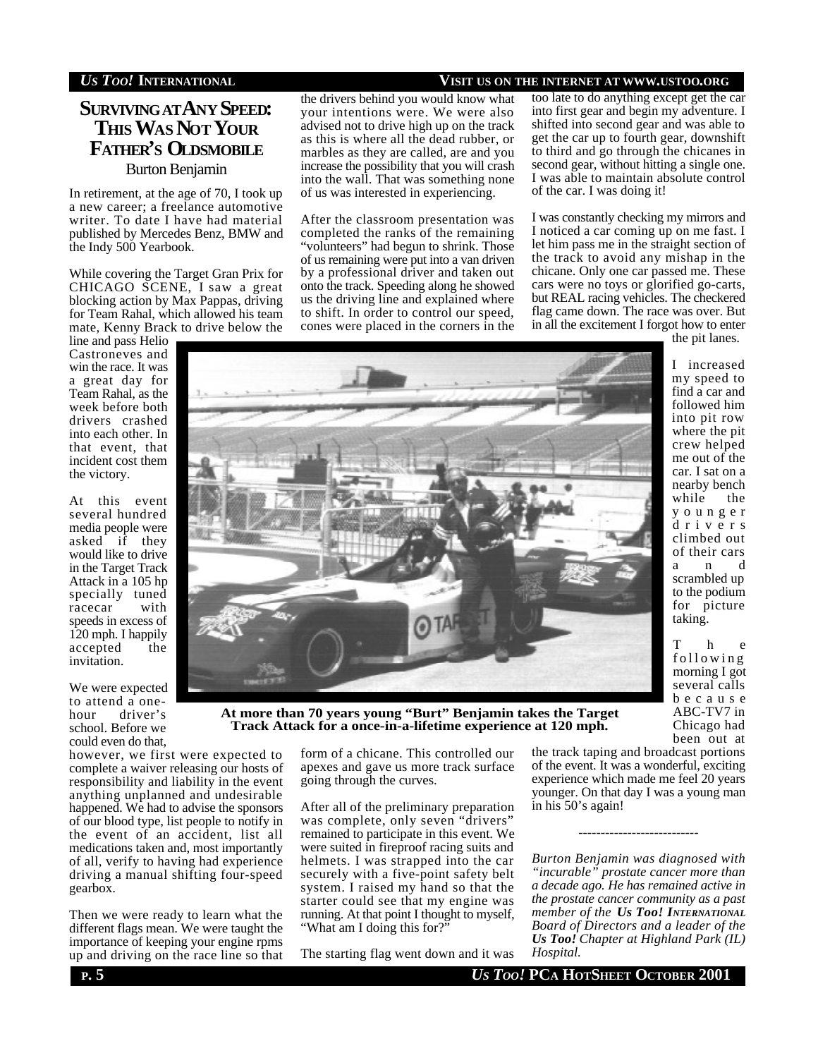# SURVIVING AT ANY SPEED: THIS WAS NOT YOUR FATHER'S OLDSMOBILE

Burton Benjamin

In retirement, at the age of 70, I took up a new career; a freelance automotive writer. To date I have had material published by Mercedes Benz, BMW and the Indy 500 Yearbook.

While covering the Target Gran Prix for CHICAGO SCENE, I saw a great blocking action by Max Pappas, driving for Team Rahal, which allowed his team mate, Kenny Brack to drive below the line and pass Helio Castroneves and win the race. It was a great day for Team Rahal, as the week before both drivers crashed into each other. In that event, that incident cost them the victory.

At this event several hundred media people were asked if they would like to drive in the Target Track Attack in a 105 hp specially tuned racecar with speeds in excess of 120 mph. I happily accepted the invitation.

We were expected to attend a one-hour driver's school. Before we could even do that, however, we first were expected to complete a waiver releasing our hosts of responsibility and liability in the event anything unplanned and undesirable happened. We had to advise the sponsors of our blood type, list people to notify in the event of an accident, list all medications taken and, most importantly of all, verify to having had experience driving a manual shifting four-speed gearbox.

Then we were ready to learn what the different flags mean. We were taught the importance of keeping your engine rpms up and driving on the race line so that the drivers behind you would know what your intentions were. We were also advised not to drive high up on the track as this is where all the dead rubber, or marbles as they are called, are and you increase the possibility that you will crash into the wall. That was something none of us was interested in experiencing.

After the classroom presentation was completed the ranks of the remaining "volunteers" had begun to shrink. Those of us remaining were put into a van driven by a professional driver and taken out onto the track. Speeding along he showed us the driving line and explained where to shift. In order to control our speed, cones were placed in the corners in the form of a chicane. This controlled our apexes and gave us more track surface going through the curves.

After all of the preliminary preparation was complete, only seven "drivers" remained to participate in this event. We were suited in fireproof racing suits and helmets. I was strapped into the car securely with a five-point safety belt system. I raised my hand so that the starter could see that my engine was running. At that point I thought to myself, "What am I doing this for?"

The starting flag went down and it was too late to do anything except get the car into first gear and begin my adventure. I shifted into second gear and was able to get the car up to fourth gear, downshift to third and go through the chicanes in second gear, without hitting a single one. I was able to maintain absolute control of the car. I was doing it!

I was constantly checking my mirrors and I noticed a car coming up on me fast. I let him pass me in the straight section of the track to avoid any mishap in the chicane. Only one car passed me. These cars were no toys or glorified go-carts, but REAL racing vehicles. The checkered flag came down. The race was over. But in all the excitement I forgot how to enter the pit lanes.

I increased my speed to find a car and followed him into pit row where the pit crew helped me out of the car. I sat on a nearby bench while the younger drivers climbed out of their cars and scrambled up to the podium for picture taking.

**At more than 70 years young "Burt" Benjamin takes the Target Track Attack for a once-in-a-lifetime experience at 120 mph.**

The following morning I got several calls because ABC-TV7 in Chicago had been out at the track taping and broadcast portions of the event. It was a wonderful, exciting experience which made me feel 20 years younger. On that day I was a young man in his 50's again!

---

*Burton Benjamin was diagnosed with "incurable" prostate cancer more than a decade ago. He has remained active in the prostate cancer community as a past member of the **Us Too! INTERNATIONAL** Board of Directors and a leader of the **Us Too!** Chapter at Highland Park (IL) Hospital.*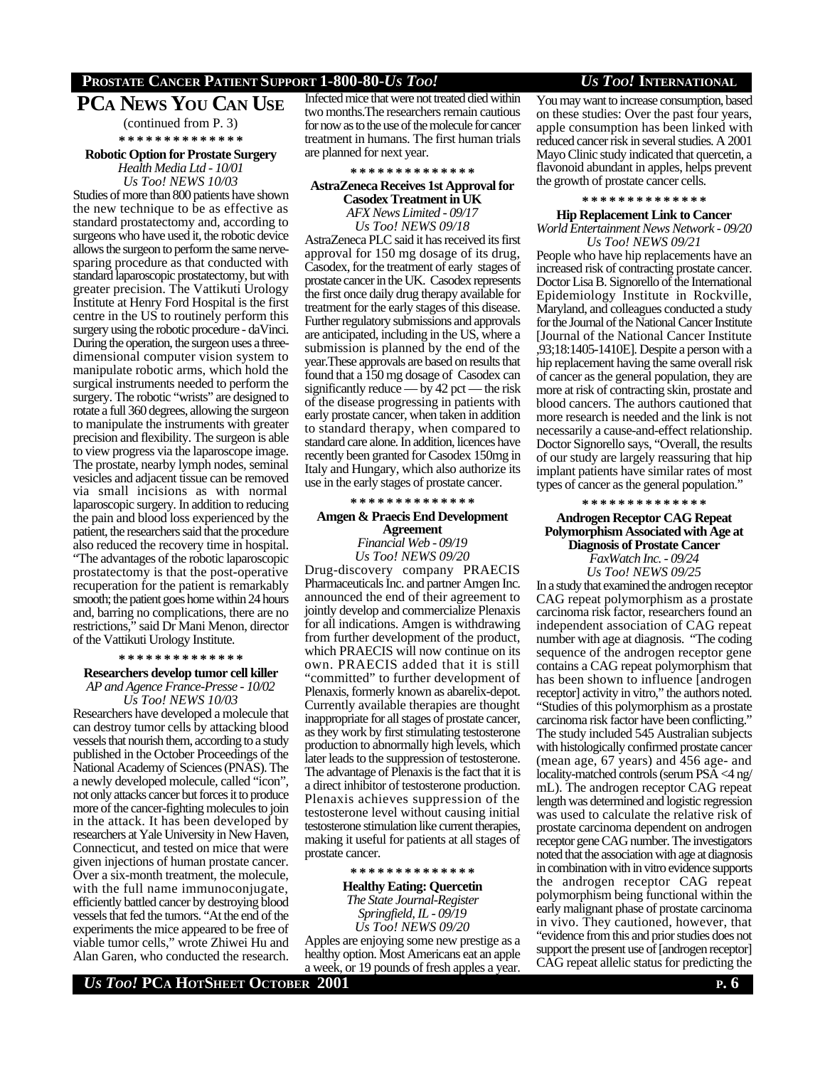# PCA NEWS YOU CAN USE

(continued from P. 3)

\* \* \* \* \* \* \* \* \* \* \* \* \* \*

### Robotic Option for Prostate Surgery

*Health Media Ltd - 10/01*
*Us Too! NEWS 10/03*

Studies of more than 800 patients have shown the new technique to be as effective as standard prostatectomy and, according to surgeons who have used it, the robotic device allows the surgeon to perform the same nerve-sparing procedure as that conducted with standard laparoscopic prostatectomy, but with greater precision. The Vattikuti Urology Institute at Henry Ford Hospital is the first centre in the US to routinely perform this surgery using the robotic procedure - daVinci. During the operation, the surgeon uses a three-dimensional computer vision system to manipulate robotic arms, which hold the surgical instruments needed to perform the surgery. The robotic "wrists" are designed to rotate a full 360 degrees, allowing the surgeon to manipulate the instruments with greater precision and flexibility. The surgeon is able to view progress via the laparoscope image. The prostate, nearby lymph nodes, seminal vesicles and adjacent tissue can be removed via small incisions as with normal laparoscopic surgery. In addition to reducing the pain and blood loss experienced by the patient, the researchers said that the procedure also reduced the recovery time in hospital. "The advantages of the robotic laparoscopic prostatectomy is that the post-operative recuperation for the patient is remarkably smooth; the patient goes home within 24 hours and, barring no complications, there are no restrictions," said Dr Mani Menon, director of the Vattikuti Urology Institute.

\* \* \* \* \* \* \* \* \* \* \* \* \* \*

### Researchers develop tumor cell killer

*AP and Agence France-Presse - 10/02*
*Us Too! NEWS 10/03*

Researchers have developed a molecule that can destroy tumor cells by attacking blood vessels that nourish them, according to a study published in the October Proceedings of the National Academy of Sciences (PNAS). The a newly developed molecule, called "icon", not only attacks cancer but forces it to produce more of the cancer-fighting molecules to join in the attack. It has been developed by researchers at Yale University in New Haven, Connecticut, and tested on mice that were given injections of human prostate cancer. Over a six-month treatment, the molecule, with the full name immunoconjugate, efficiently battled cancer by destroying blood vessels that fed the tumors. "At the end of the experiments the mice appeared to be free of viable tumor cells," wrote Zhiwei Hu and Alan Garen, who conducted the research. Infected mice that were not treated died within two months.The researchers remain cautious for now as to the use of the molecule for cancer treatment in humans. The first human trials are planned for next year.

\* \* \* \* \* \* \* \* \* \* \* \* \* \*

### AstraZeneca Receives 1st Approval for Casodex Treatment in UK

*AFX News Limited - 09/17*
*Us Too! NEWS 09/18*

AstraZeneca PLC said it has received its first approval for 150 mg dosage of its drug, Casodex, for the treatment of early stages of prostate cancer in the UK. Casodex represents the first once daily drug therapy available for treatment for the early stages of this disease. Further regulatory submissions and approvals are anticipated, including in the US, where a submission is planned by the end of the year.These approvals are based on results that found that a 150 mg dosage of Casodex can significantly reduce — by 42 pct — the risk of the disease progressing in patients with early prostate cancer, when taken in addition to standard therapy, when compared to standard care alone. In addition, licences have recently been granted for Casodex 150mg in Italy and Hungary, which also authorize its use in the early stages of prostate cancer.

\* \* \* \* \* \* \* \* \* \* \* \* \* \*

### Amgen & Praecis End Development Agreement

*Financial Web - 09/19*
*Us Too! NEWS 09/20*

Drug-discovery company PRAECIS Pharmaceuticals Inc. and partner Amgen Inc. announced the end of their agreement to jointly develop and commercialize Plenaxis for all indications. Amgen is withdrawing from further development of the product, which PRAECIS will now continue on its own. PRAECIS added that it is still "committed" to further development of Plenaxis, formerly known as abarelix-depot. Currently available therapies are thought inappropriate for all stages of prostate cancer, as they work by first stimulating testosterone production to abnormally high levels, which later leads to the suppression of testosterone. The advantage of Plenaxis is the fact that it is a direct inhibitor of testosterone production. Plenaxis achieves suppression of the testosterone level without causing initial testosterone stimulation like current therapies, making it useful for patients at all stages of prostate cancer.

\* \* \* \* \* \* \* \* \* \* \* \* \* \*

### Healthy Eating: Quercetin

*The State Journal-Register*
*Springfield, IL - 09/19*
*Us Too! NEWS 09/20*

Apples are enjoying some new prestige as a healthy option. Most Americans eat an apple a week, or 19 pounds of fresh apples a year. You may want to increase consumption, based on these studies: Over the past four years, apple consumption has been linked with reduced cancer risk in several studies. A 2001 Mayo Clinic study indicated that quercetin, a flavonoid abundant in apples, helps prevent the growth of prostate cancer cells.

\* \* \* \* \* \* \* \* \* \* \* \* \* \*

### Hip Replacement Link to Cancer

*World Entertainment News Network - 09/20*
*Us Too! NEWS 09/21*

People who have hip replacements have an increased risk of contracting prostate cancer. Doctor Lisa B. Signorello of the International Epidemiology Institute in Rockville, Maryland, and colleagues conducted a study for the Journal of the National Cancer Institute [Journal of the National Cancer Institute ,93;18:1405-1410E]. Despite a person with a hip replacement having the same overall risk of cancer as the general population, they are more at risk of contracting skin, prostate and blood cancers. The authors cautioned that more research is needed and the link is not necessarily a cause-and-effect relationship. Doctor Signorello says, "Overall, the results of our study are largely reassuring that hip implant patients have similar rates of most types of cancer as the general population."

\* \* \* \* \* \* \* \* \* \* \* \* \* \*

### Androgen Receptor CAG Repeat Polymorphism Associated with Age at Diagnosis of Prostate Cancer

*FaxWatch Inc. - 09/24*
*Us Too! NEWS 09/25*

In a study that examined the androgen receptor CAG repeat polymorphism as a prostate carcinoma risk factor, researchers found an independent association of CAG repeat number with age at diagnosis. "The coding sequence of the androgen receptor gene contains a CAG repeat polymorphism that has been shown to influence [androgen receptor] activity in vitro," the authors noted. "Studies of this polymorphism as a prostate carcinoma risk factor have been conflicting." The study included 545 Australian subjects with histologically confirmed prostate cancer (mean age, 67 years) and 456 age- and locality-matched controls (serum PSA <4 ng/mL). The androgen receptor CAG repeat length was determined and logistic regression was used to calculate the relative risk of prostate carcinoma dependent on androgen receptor gene CAG number. The investigators noted that the association with age at diagnosis in combination with in vitro evidence supports the androgen receptor CAG repeat polymorphism being functional within the early malignant phase of prostate carcinoma in vivo. They cautioned, however, that "evidence from this and prior studies does not support the present use of [androgen receptor] CAG repeat allelic status for predicting the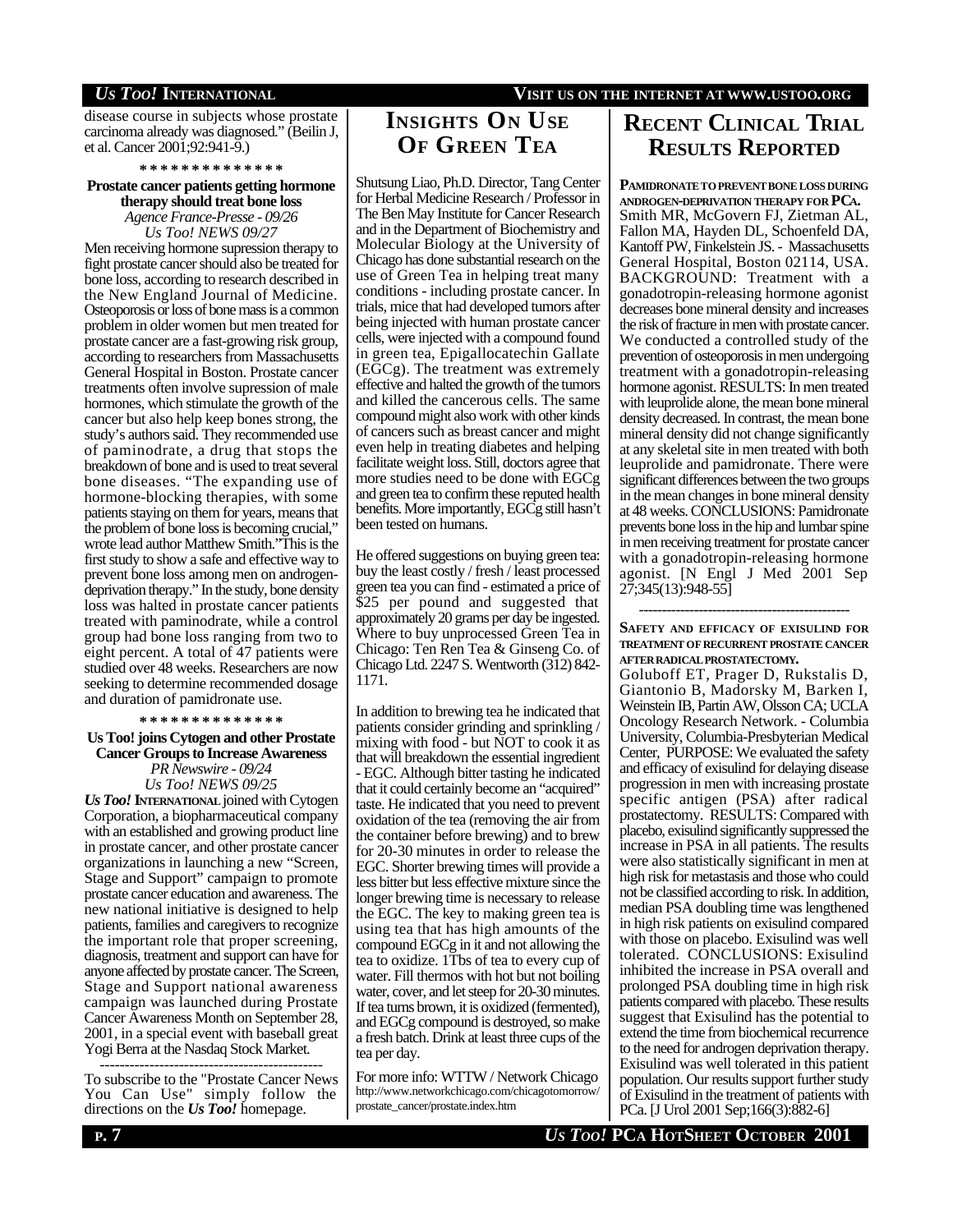disease course in subjects whose prostate carcinoma already was diagnosed." (Beilin J, et al. Cancer 2001;92:941-9.)

\* \* \* \* \* \* \* \* \* \* \* \* \* \*

**Prostate cancer patients getting hormone therapy should treat bone loss**

*Agence France-Presse - 09/26*
*Us Too! NEWS 09/27*

Men receiving hormone supression therapy to fight prostate cancer should also be treated for bone loss, according to research described in the New England Journal of Medicine. Osteoporosis or loss of bone mass is a common problem in older women but men treated for prostate cancer are a fast-growing risk group, according to researchers from Massachusetts General Hospital in Boston. Prostate cancer treatments often involve supression of male hormones, which stimulate the growth of the cancer but also help keep bones strong, the study's authors said. They recommended use of paminodrate, a drug that stops the breakdown of bone and is used to treat several bone diseases. "The expanding use of hormone-blocking therapies, with some patients staying on them for years, means that the problem of bone loss is becoming crucial," wrote lead author Matthew Smith."This is the first study to show a safe and effective way to prevent bone loss among men on androgen-deprivation therapy." In the study, bone density loss was halted in prostate cancer patients treated with paminodrate, while a control group had bone loss ranging from two to eight percent. A total of 47 patients were studied over 48 weeks. Researchers are now seeking to determine recommended dosage and duration of pamidronate use.

\* \* \* \* \* \* \* \* \* \* \* \* \* \*

**Us Too! joins Cytogen and other Prostate Cancer Groups to Increase Awareness**

*PR Newswire - 09/24*
*Us Too! NEWS 09/25*

***Us Too!* INTERNATIONAL** joined with Cytogen Corporation, a biopharmaceutical company with an established and growing product line in prostate cancer, and other prostate cancer organizations in launching a new "Screen, Stage and Support" campaign to promote prostate cancer education and awareness. The new national initiative is designed to help patients, families and caregivers to recognize the important role that proper screening, diagnosis, treatment and support can have for anyone affected by prostate cancer. The Screen, Stage and Support national awareness campaign was launched during Prostate Cancer Awareness Month on September 28, 2001, in a special event with baseball great Yogi Berra at the Nasdaq Stock Market.

---

To subscribe to the "Prostate Cancer News You Can Use" simply follow the directions on the ***Us Too!*** homepage.

# INSIGHTS ON USE OF GREEN TEA

Shutsung Liao, Ph.D. Director, Tang Center for Herbal Medicine Research / Professor in The Ben May Institute for Cancer Research and in the Department of Biochemistry and Molecular Biology at the University of Chicago has done substantial research on the use of Green Tea in helping treat many conditions - including prostate cancer. In trials, mice that had developed tumors after being injected with human prostate cancer cells, were injected with a compound found in green tea, Epigallocatechin Gallate (EGCg). The treatment was extremely effective and halted the growth of the tumors and killed the cancerous cells. The same compound might also work with other kinds of cancers such as breast cancer and might even help in treating diabetes and helping facilitate weight loss. Still, doctors agree that more studies need to be done with EGCg and green tea to confirm these reputed health benefits. More importantly, EGCg still hasn't been tested on humans.

He offered suggestions on buying green tea: buy the least costly / fresh / least processed green tea you can find - estimated a price of $25 per pound and suggested that approximately 20 grams per day be ingested. Where to buy unprocessed Green Tea in Chicago: Ten Ren Tea & Ginseng Co. of Chicago Ltd. 2247 S. Wentworth (312) 842-1171.

In addition to brewing tea he indicated that patients consider grinding and sprinkling / mixing with food - but NOT to cook it as that will breakdown the essential ingredient - EGC. Although bitter tasting he indicated that it could certainly become an "acquired" taste. He indicated that you need to prevent oxidation of the tea (removing the air from the container before brewing) and to brew for 20-30 minutes in order to release the EGC. Shorter brewing times will provide a less bitter but less effective mixture since the longer brewing time is necessary to release the EGC. The key to making green tea is using tea that has high amounts of the compound EGCg in it and not allowing the tea to oxidize. 1Tbs of tea to every cup of water. Fill thermos with hot but not boiling water, cover, and let steep for 20-30 minutes. If tea turns brown, it is oxidized (fermented), and EGCg compound is destroyed, so make a fresh batch. Drink at least three cups of the tea per day.

For more info: WTTW / Network Chicago http://www.networkchicago.com/chicagotomorrow/prostate_cancer/prostate.index.htm

# RECENT CLINICAL TRIAL RESULTS REPORTED

**PAMIDRONATE TO PREVENT BONE LOSS DURING ANDROGEN-DEPRIVATION THERAPY FOR PCA.**

Smith MR, McGovern FJ, Zietman AL, Fallon MA, Hayden DL, Schoenfeld DA, Kantoff PW, Finkelstein JS. - Massachusetts General Hospital, Boston 02114, USA. BACKGROUND: Treatment with a gonadotropin-releasing hormone agonist decreases bone mineral density and increases the risk of fracture in men with prostate cancer. We conducted a controlled study of the prevention of osteoporosis in men undergoing treatment with a gonadotropin-releasing hormone agonist. RESULTS: In men treated with leuprolide alone, the mean bone mineral density decreased. In contrast, the mean bone mineral density did not change significantly at any skeletal site in men treated with both leuprolide and pamidronate. There were significant differences between the two groups in the mean changes in bone mineral density at 48 weeks. CONCLUSIONS: Pamidronate prevents bone loss in the hip and lumbar spine in men receiving treatment for prostate cancer with a gonadotropin-releasing hormone agonist. [N Engl J Med 2001 Sep 27;345(13):948-55]

---

**SAFETY AND EFFICACY OF EXISULIND FOR TREATMENT OF RECURRENT PROSTATE CANCER AFTER RADICAL PROSTATECTOMY.**

Goluboff ET, Prager D, Rukstalis D, Giantonio B, Madorsky M, Barken I, Weinstein IB, Partin AW, Olsson CA; UCLA Oncology Research Network. - Columbia University, Columbia-Presbyterian Medical Center, PURPOSE: We evaluated the safety and efficacy of exisulind for delaying disease progression in men with increasing prostate specific antigen (PSA) after radical prostatectomy. RESULTS: Compared with placebo, exisulind significantly suppressed the increase in PSA in all patients. The results were also statistically significant in men at high risk for metastasis and those who could not be classified according to risk. In addition, median PSA doubling time was lengthened in high risk patients on exisulind compared with those on placebo. Exisulind was well tolerated. CONCLUSIONS: Exisulind inhibited the increase in PSA overall and prolonged PSA doubling time in high risk patients compared with placebo. These results suggest that Exisulind has the potential to extend the time from biochemical recurrence to the need for androgen deprivation therapy. Exisulind was well tolerated in this patient population. Our results support further study of Exisulind in the treatment of patients with PCa. [J Urol 2001 Sep;166(3):882-6]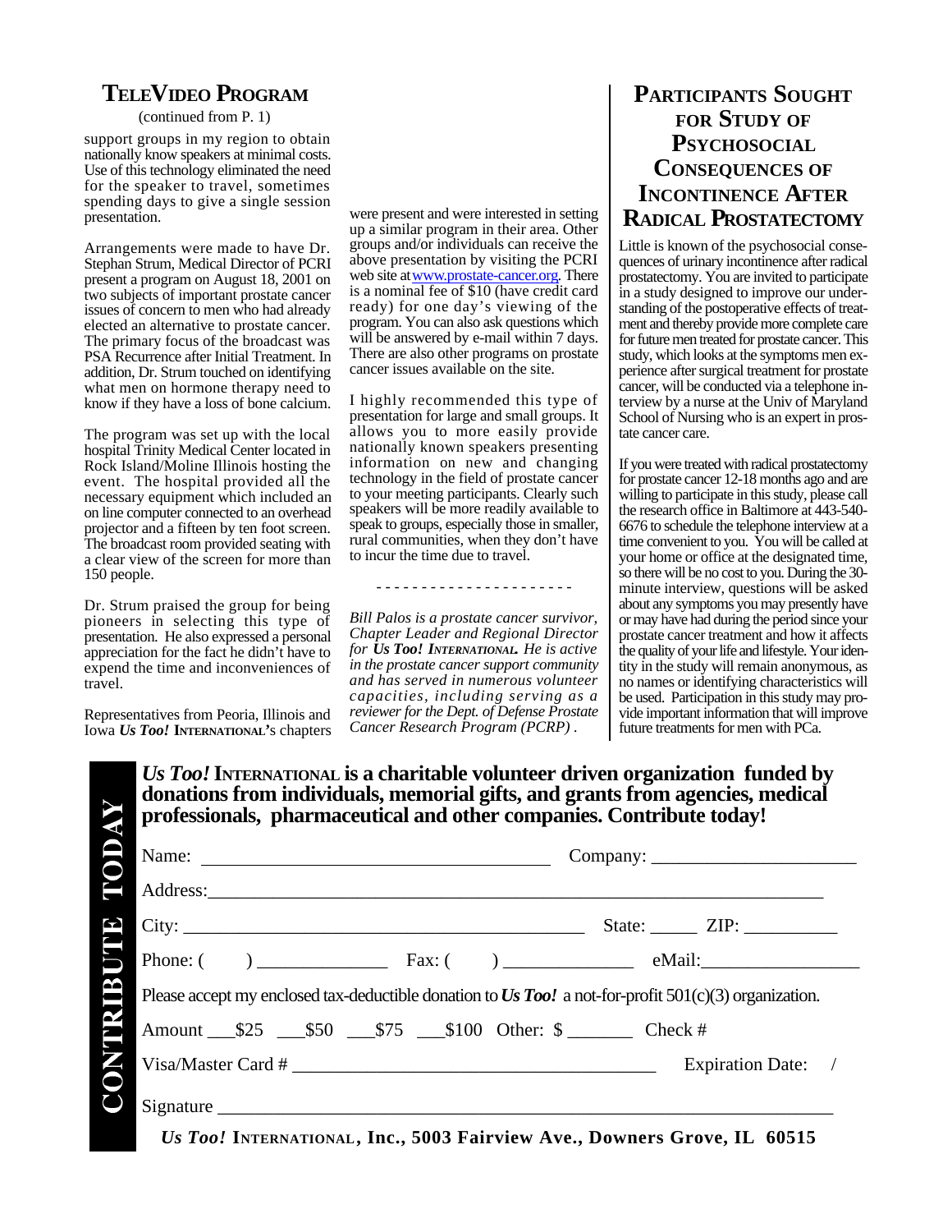## TeleVideo Program

(continued from P. 1)

support groups in my region to obtain nationally know speakers at minimal costs. Use of this technology eliminated the need for the speaker to travel, sometimes spending days to give a single session presentation.

Arrangements were made to have Dr. Stephan Strum, Medical Director of PCRI present a program on August 18, 2001 on two subjects of important prostate cancer issues of concern to men who had already elected an alternative to prostate cancer. The primary focus of the broadcast was PSA Recurrence after Initial Treatment. In addition, Dr. Strum touched on identifying what men on hormone therapy need to know if they have a loss of bone calcium.

The program was set up with the local hospital Trinity Medical Center located in Rock Island/Moline Illinois hosting the event. The hospital provided all the necessary equipment which included an on line computer connected to an overhead projector and a fifteen by ten foot screen. The broadcast room provided seating with a clear view of the screen for more than 150 people.

Dr. Strum praised the group for being pioneers in selecting this type of presentation. He also expressed a personal appreciation for the fact he didn't have to expend the time and inconveniences of travel.

Representatives from Peoria, Illinois and Iowa ***Us Too!* International**'s chapters were present and were interested in setting up a similar program in their area. Other groups and/or individuals can receive the above presentation by visiting the PCRI web site at www.prostate-cancer.org. There is a nominal fee of $10 (have credit card ready) for one day's viewing of the program. You can also ask questions which will be answered by e-mail within 7 days. There are also other programs on prostate cancer issues available on the site.

I highly recommended this type of presentation for large and small groups. It allows you to more easily provide nationally known speakers presenting information on new and changing technology in the field of prostate cancer to your meeting participants. Clearly such speakers will be more readily available to speak to groups, especially those in smaller, rural communities, when they don't have to incur the time due to travel.

- - - - - - - - - - - - - - - - - - - - - -

*Bill Palos is a prostate cancer survivor, Chapter Leader and Regional Director for **Us Too! International.** He is active in the prostate cancer support community and has served in numerous volunteer capacities, including serving as a reviewer for the Dept. of Defense Prostate Cancer Research Program (PCRP) .*

## Participants Sought for Study of Psychosocial Consequences of Incontinence After Radical Prostatectomy

Little is known of the psychosocial consequences of urinary incontinence after radical prostatectomy. You are invited to participate in a study designed to improve our understanding of the postoperative effects of treatment and thereby provide more complete care for future men treated for prostate cancer. This study, which looks at the symptoms men experience after surgical treatment for prostate cancer, will be conducted via a telephone interview by a nurse at the Univ of Maryland School of Nursing who is an expert in prostate cancer care.

If you were treated with radical prostatectomy for prostate cancer 12-18 months ago and are willing to participate in this study, please call the research office in Baltimore at 443-540-6676 to schedule the telephone interview at a time convenient to you. You will be called at your home or office at the designated time, so there will be no cost to you. During the 30-minute interview, questions will be asked about any symptoms you may presently have or may have had during the period since your prostate cancer treatment and how it affects the quality of your life and lifestyle. Your identity in the study will remain anonymous, as no names or identifying characteristics will be used. Participation in this study may provide important information that will improve future treatments for men with PCa.

---

**CONTRIBUTE TODAY**

***Us Too!* International is a charitable volunteer driven organization funded by donations from individuals, memorial gifts, and grants from agencies, medical professionals, pharmaceutical and other companies. Contribute today!**

Name: ______________________ Company: ______________________

Address: ______________________________________________

City: ______________________ State: _____ ZIP: __________

Phone: ( ) ____________ Fax: ( ) ____________ eMail: ______________

Please accept my enclosed tax-deductible donation to ***Us Too!*** a not-for-profit 501(c)(3) organization.

Amount ___$25 ___$50 ___$75 ___$100 Other: $ _______ Check #

Visa/Master Card # ______________________________ Expiration Date: /

Signature ______________________________________________

***Us Too!* International, Inc., 5003 Fairview Ave., Downers Grove, IL 60515**